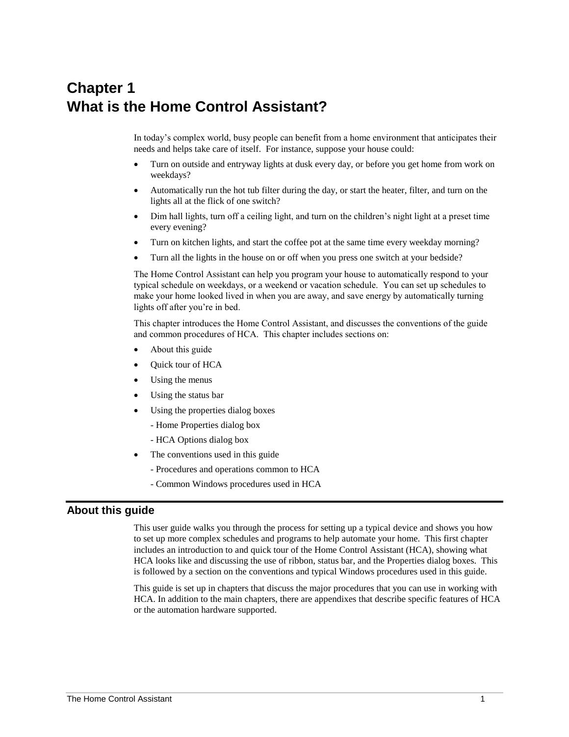# Chapter 1
# What is the Home Control Assistant?

In today's complex world, busy people can benefit from a home environment that anticipates their needs and helps take care of itself. For instance, suppose your house could:

- Turn on outside and entryway lights at dusk every day, or before you get home from work on weekdays?
- Automatically run the hot tub filter during the day, or start the heater, filter, and turn on the lights all at the flick of one switch?
- Dim hall lights, turn off a ceiling light, and turn on the children's night light at a preset time every evening?
- Turn on kitchen lights, and start the coffee pot at the same time every weekday morning?
- Turn all the lights in the house on or off when you press one switch at your bedside?

The Home Control Assistant can help you program your house to automatically respond to your typical schedule on weekdays, or a weekend or vacation schedule. You can set up schedules to make your home looked lived in when you are away, and save energy by automatically turning lights off after you're in bed.

This chapter introduces the Home Control Assistant, and discusses the conventions of the guide and common procedures of HCA. This chapter includes sections on:

- About this guide
- Quick tour of HCA
- Using the menus
- Using the status bar
- Using the properties dialog boxes
  - Home Properties dialog box
  - HCA Options dialog box
- The conventions used in this guide
  - Procedures and operations common to HCA
  - Common Windows procedures used in HCA

## About this guide

This user guide walks you through the process for setting up a typical device and shows you how to set up more complex schedules and programs to help automate your home. This first chapter includes an introduction to and quick tour of the Home Control Assistant (HCA), showing what HCA looks like and discussing the use of ribbon, status bar, and the Properties dialog boxes. This is followed by a section on the conventions and typical Windows procedures used in this guide.

This guide is set up in chapters that discuss the major procedures that you can use in working with HCA. In addition to the main chapters, there are appendixes that describe specific features of HCA or the automation hardware supported.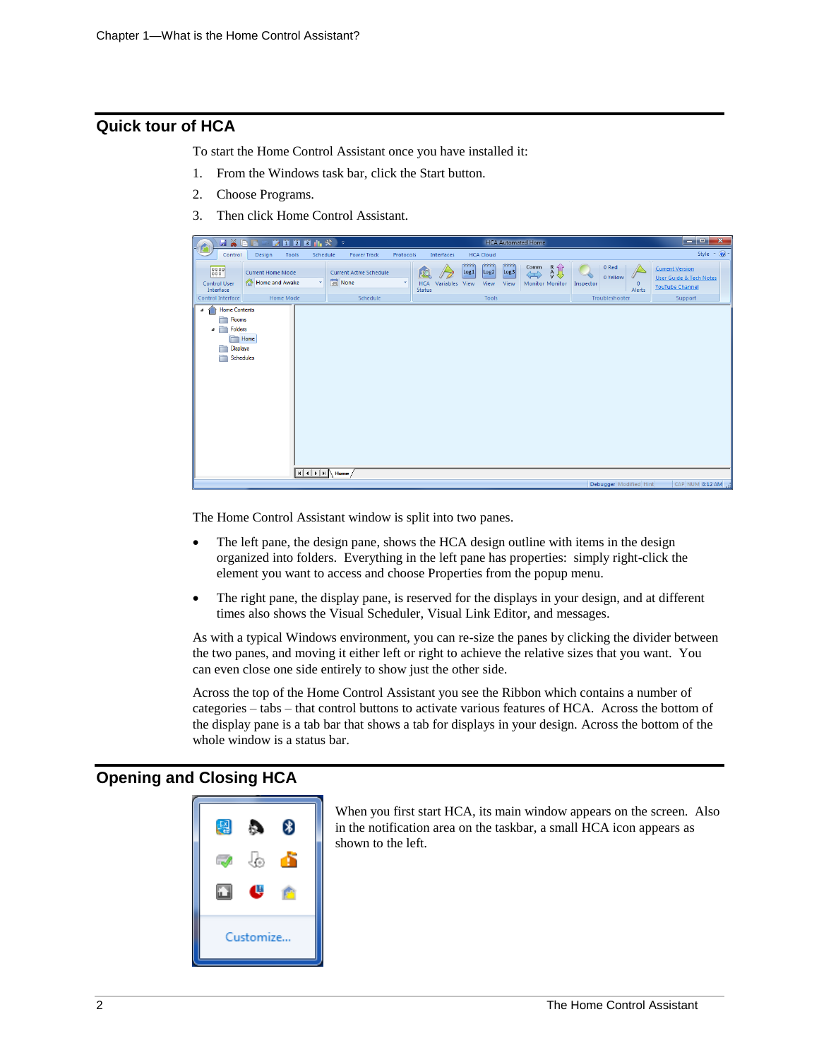## Quick tour of HCA

To start the Home Control Assistant once you have installed it:

1. From the Windows task bar, click the Start button.
2. Choose Programs.
3. Then click Home Control Assistant.

The Home Control Assistant window is split into two panes.

- The left pane, the design pane, shows the HCA design outline with items in the design organized into folders. Everything in the left pane has properties: simply right-click the element you want to access and choose Properties from the popup menu.
- The right pane, the display pane, is reserved for the displays in your design, and at different times also shows the Visual Scheduler, Visual Link Editor, and messages.

As with a typical Windows environment, you can re-size the panes by clicking the divider between the two panes, and moving it either left or right to achieve the relative sizes that you want. You can even close one side entirely to show just the other side.

Across the top of the Home Control Assistant you see the Ribbon which contains a number of categories – tabs – that control buttons to activate various features of HCA. Across the bottom of the display pane is a tab bar that shows a tab for displays in your design. Across the bottom of the whole window is a status bar.

## Opening and Closing HCA

When you first start HCA, its main window appears on the screen. Also in the notification area on the taskbar, a small HCA icon appears as shown to the left.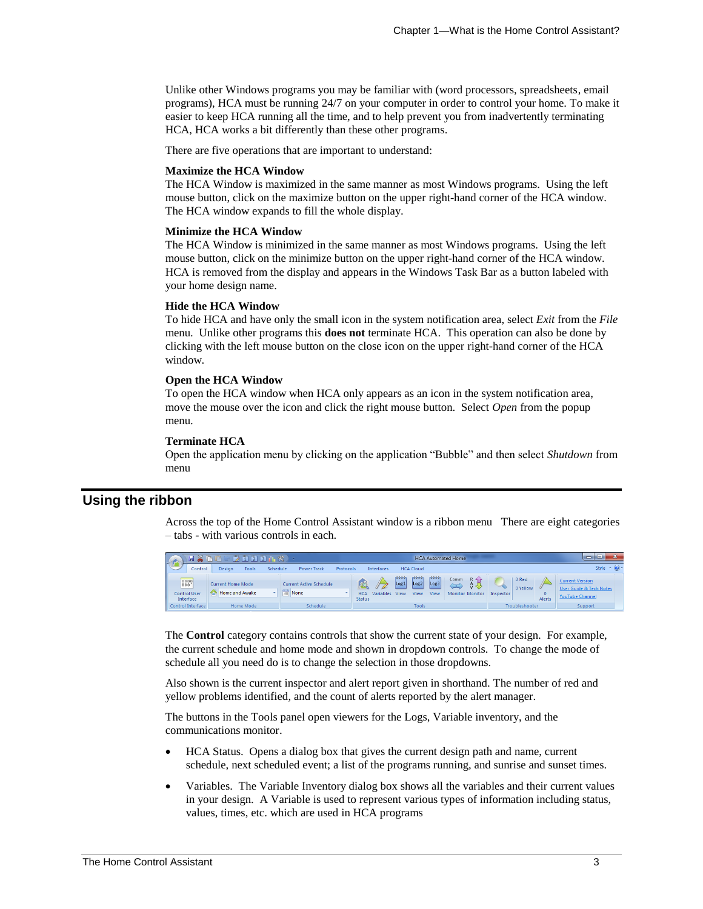Unlike other Windows programs you may be familiar with (word processors, spreadsheets, email programs), HCA must be running 24/7 on your computer in order to control your home. To make it easier to keep HCA running all the time, and to help prevent you from inadvertently terminating HCA, HCA works a bit differently than these other programs.

There are five operations that are important to understand:

**Maximize the HCA Window**
The HCA Window is maximized in the same manner as most Windows programs. Using the left mouse button, click on the maximize button on the upper right-hand corner of the HCA window. The HCA window expands to fill the whole display.

**Minimize the HCA Window**
The HCA Window is minimized in the same manner as most Windows programs. Using the left mouse button, click on the minimize button on the upper right-hand corner of the HCA window. HCA is removed from the display and appears in the Windows Task Bar as a button labeled with your home design name.

**Hide the HCA Window**
To hide HCA and have only the small icon in the system notification area, select *Exit* from the *File* menu. Unlike other programs this **does not** terminate HCA. This operation can also be done by clicking with the left mouse button on the close icon on the upper right-hand corner of the HCA window.

**Open the HCA Window**
To open the HCA window when HCA only appears as an icon in the system notification area, move the mouse over the icon and click the right mouse button. Select *Open* from the popup menu.

**Terminate HCA**
Open the application menu by clicking on the application "Bubble" and then select *Shutdown* from menu

## Using the ribbon

Across the top of the Home Control Assistant window is a ribbon menu There are eight categories – tabs - with various controls in each.

The **Control** category contains controls that show the current state of your design. For example, the current schedule and home mode and shown in dropdown controls. To change the mode of schedule all you need do is to change the selection in those dropdowns.

Also shown is the current inspector and alert report given in shorthand. The number of red and yellow problems identified, and the count of alerts reported by the alert manager.

The buttons in the Tools panel open viewers for the Logs, Variable inventory, and the communications monitor.

- HCA Status. Opens a dialog box that gives the current design path and name, current schedule, next scheduled event; a list of the programs running, and sunrise and sunset times.
- Variables. The Variable Inventory dialog box shows all the variables and their current values in your design. A Variable is used to represent various types of information including status, values, times, etc. which are used in HCA programs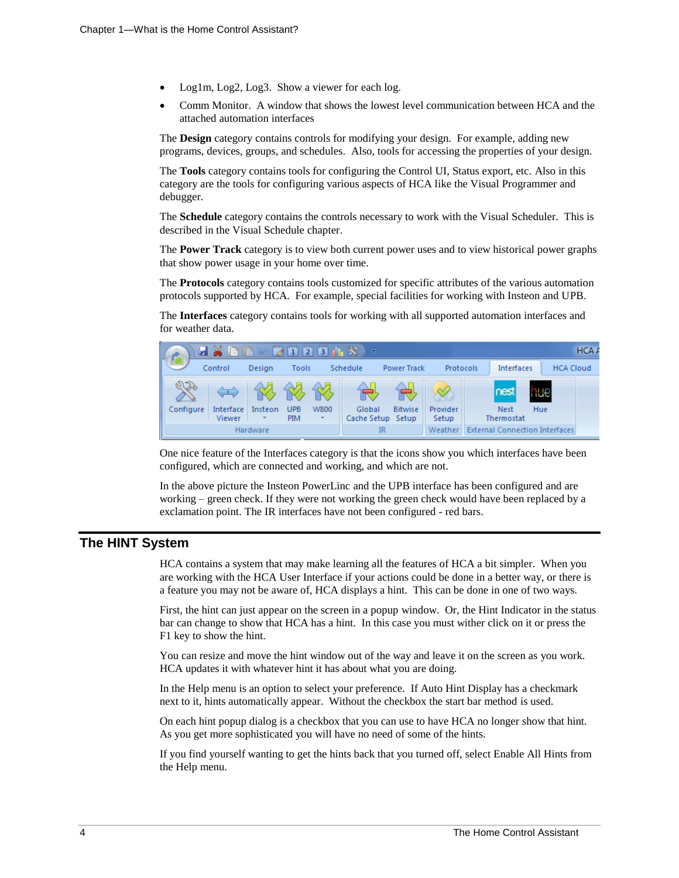- Log1m, Log2, Log3. Show a viewer for each log.
- Comm Monitor. A window that shows the lowest level communication between HCA and the attached automation interfaces

The **Design** category contains controls for modifying your design. For example, adding new programs, devices, groups, and schedules. Also, tools for accessing the properties of your design.

The **Tools** category contains tools for configuring the Control UI, Status export, etc. Also in this category are the tools for configuring various aspects of HCA like the Visual Programmer and debugger.

The **Schedule** category contains the controls necessary to work with the Visual Scheduler. This is described in the Visual Schedule chapter.

The **Power Track** category is to view both current power uses and to view historical power graphs that show power usage in your home over time.

The **Protocols** category contains tools customized for specific attributes of the various automation protocols supported by HCA. For example, special facilities for working with Insteon and UPB.

The **Interfaces** category contains tools for working with all supported automation interfaces and for weather data.

One nice feature of the Interfaces category is that the icons show you which interfaces have been configured, which are connected and working, and which are not.

In the above picture the Insteon PowerLinc and the UPB interface has been configured and are working – green check. If they were not working the green check would have been replaced by a exclamation point. The IR interfaces have not been configured - red bars.

## The HINT System

HCA contains a system that may make learning all the features of HCA a bit simpler. When you are working with the HCA User Interface if your actions could be done in a better way, or there is a feature you may not be aware of, HCA displays a hint. This can be done in one of two ways.

First, the hint can just appear on the screen in a popup window. Or, the Hint Indicator in the status bar can change to show that HCA has a hint. In this case you must wither click on it or press the F1 key to show the hint.

You can resize and move the hint window out of the way and leave it on the screen as you work. HCA updates it with whatever hint it has about what you are doing.

In the Help menu is an option to select your preference. If Auto Hint Display has a checkmark next to it, hints automatically appear. Without the checkbox the start bar method is used.

On each hint popup dialog is a checkbox that you can use to have HCA no longer show that hint. As you get more sophisticated you will have no need of some of the hints.

If you find yourself wanting to get the hints back that you turned off, select Enable All Hints from the Help menu.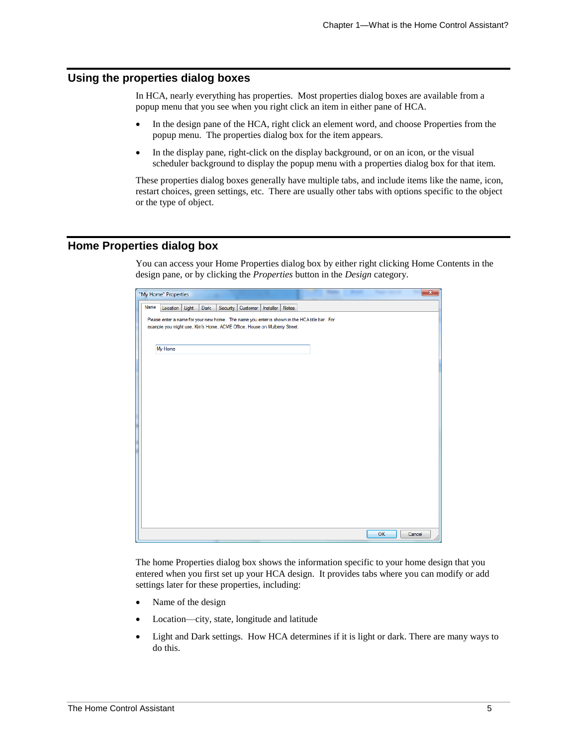## Using the properties dialog boxes

In HCA, nearly everything has properties. Most properties dialog boxes are available from a popup menu that you see when you right click an item in either pane of HCA.

- In the design pane of the HCA, right click an element word, and choose Properties from the popup menu. The properties dialog box for the item appears.
- In the display pane, right-click on the display background, or on an icon, or the visual scheduler background to display the popup menu with a properties dialog box for that item.

These properties dialog boxes generally have multiple tabs, and include items like the name, icon, restart choices, green settings, etc. There are usually other tabs with options specific to the object or the type of object.

## Home Properties dialog box

You can access your Home Properties dialog box by either right clicking Home Contents in the design pane, or by clicking the *Properties* button in the *Design* category.

The home Properties dialog box shows the information specific to your home design that you entered when you first set up your HCA design. It provides tabs where you can modify or add settings later for these properties, including:

- Name of the design
- Location—city, state, longitude and latitude
- Light and Dark settings. How HCA determines if it is light or dark. There are many ways to do this.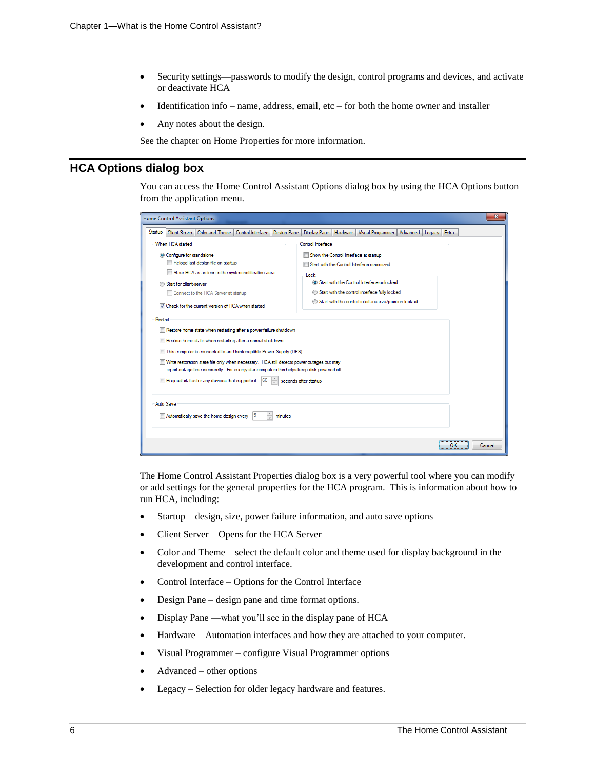- Security settings—passwords to modify the design, control programs and devices, and activate or deactivate HCA
- Identification info – name, address, email, etc – for both the home owner and installer
- Any notes about the design.

See the chapter on Home Properties for more information.

## HCA Options dialog box

You can access the Home Control Assistant Options dialog box by using the HCA Options button from the application menu.

The Home Control Assistant Properties dialog box is a very powerful tool where you can modify or add settings for the general properties for the HCA program. This is information about how to run HCA, including:

- Startup—design, size, power failure information, and auto save options
- Client Server – Opens for the HCA Server
- Color and Theme—select the default color and theme used for display background in the development and control interface.
- Control Interface – Options for the Control Interface
- Design Pane – design pane and time format options.
- Display Pane —what you'll see in the display pane of HCA
- Hardware—Automation interfaces and how they are attached to your computer.
- Visual Programmer – configure Visual Programmer options
- Advanced – other options
- Legacy – Selection for older legacy hardware and features.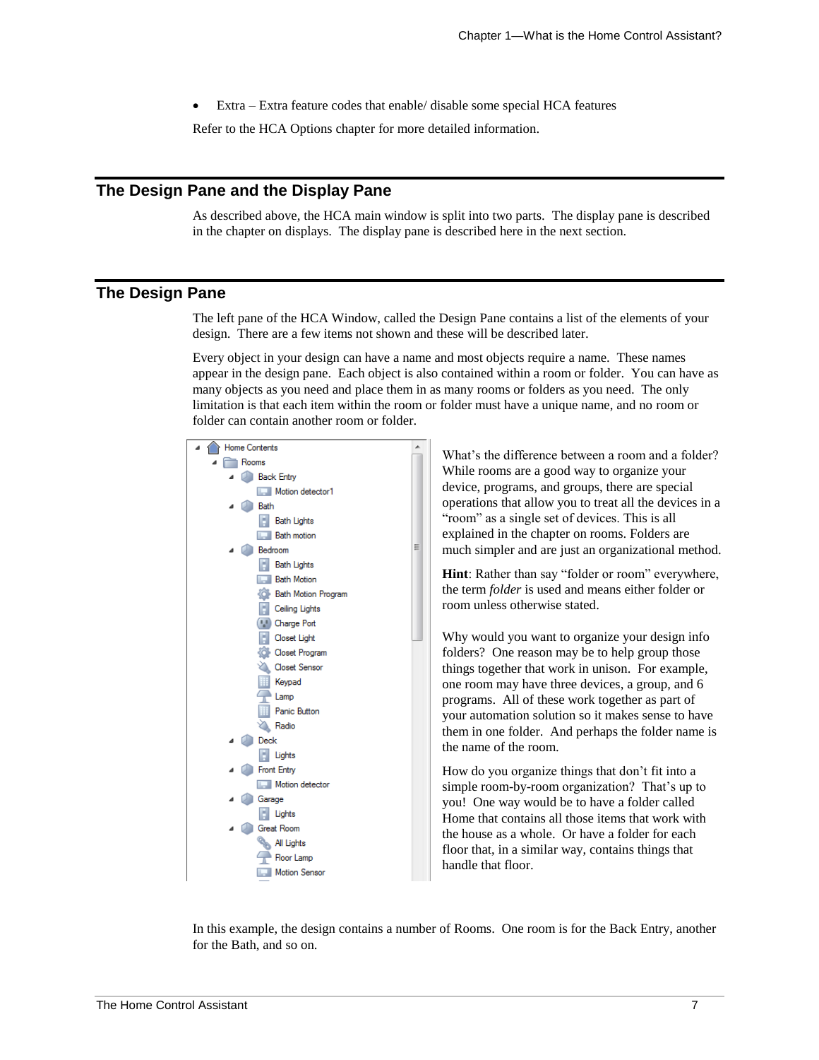- Extra – Extra feature codes that enable/ disable some special HCA features

Refer to the HCA Options chapter for more detailed information.

## The Design Pane and the Display Pane

As described above, the HCA main window is split into two parts. The display pane is described in the chapter on displays. The display pane is described here in the next section.

## The Design Pane

The left pane of the HCA Window, called the Design Pane contains a list of the elements of your design. There are a few items not shown and these will be described later.

Every object in your design can have a name and most objects require a name. These names appear in the design pane. Each object is also contained within a room or folder. You can have as many objects as you need and place them in as many rooms or folders as you need. The only limitation is that each item within the room or folder must have a unique name, and no room or folder can contain another room or folder.

- Home Contents
  - Rooms
    - Back Entry
      - Motion detector1
    - Bath
      - Bath Lights
      - Bath motion
    - Bedroom
      - Bath Lights
      - Bath Motion
      - Bath Motion Program
      - Ceiling Lights
      - Charge Port
      - Closet Light
      - Closet Program
      - Closet Sensor
      - Keypad
      - Lamp
      - Panic Button
      - Radio
    - Deck
      - Lights
    - Front Entry
      - Motion detector
    - Garage
      - Lights
    - Great Room
      - All Lights
      - Floor Lamp
      - Motion Sensor

What's the difference between a room and a folder? While rooms are a good way to organize your device, programs, and groups, there are special operations that allow you to treat all the devices in a "room" as a single set of devices. This is all explained in the chapter on rooms. Folders are much simpler and are just an organizational method.

**Hint**: Rather than say "folder or room" everywhere, the term *folder* is used and means either folder or room unless otherwise stated.

Why would you want to organize your design info folders? One reason may be to help group those things together that work in unison. For example, one room may have three devices, a group, and 6 programs. All of these work together as part of your automation solution so it makes sense to have them in one folder. And perhaps the folder name is the name of the room.

How do you organize things that don't fit into a simple room-by-room organization? That's up to you! One way would be to have a folder called Home that contains all those items that work with the house as a whole. Or have a folder for each floor that, in a similar way, contains things that handle that floor.

In this example, the design contains a number of Rooms. One room is for the Back Entry, another for the Bath, and so on.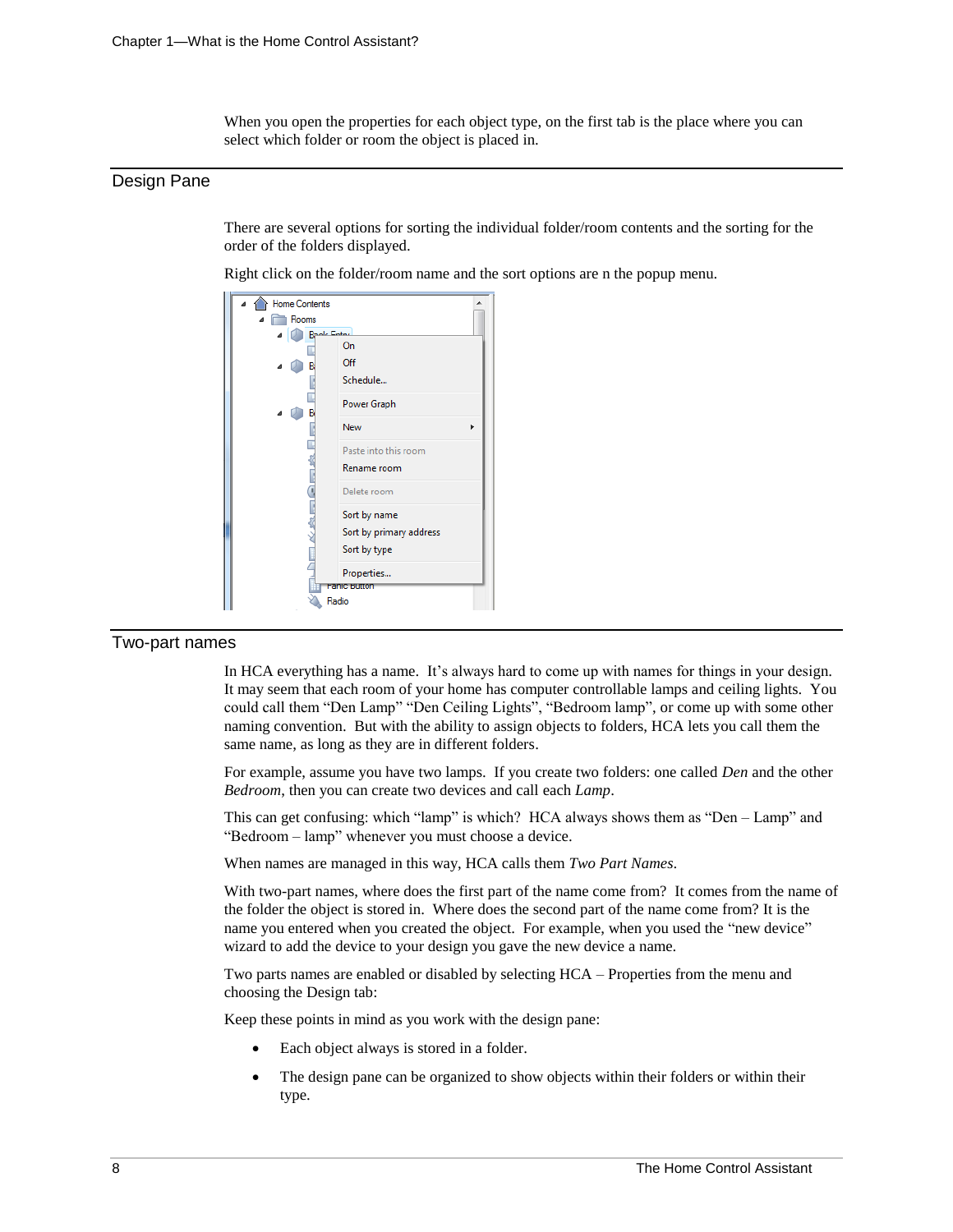When you open the properties for each object type, on the first tab is the place where you can select which folder or room the object is placed in.

## Design Pane

There are several options for sorting the individual folder/room contents and the sorting for the order of the folders displayed.

Right click on the folder/room name and the sort options are n the popup menu.

## Two-part names

In HCA everything has a name. It's always hard to come up with names for things in your design. It may seem that each room of your home has computer controllable lamps and ceiling lights. You could call them "Den Lamp" "Den Ceiling Lights", "Bedroom lamp", or come up with some other naming convention. But with the ability to assign objects to folders, HCA lets you call them the same name, as long as they are in different folders.

For example, assume you have two lamps. If you create two folders: one called *Den* and the other *Bedroom*, then you can create two devices and call each *Lamp*.

This can get confusing: which "lamp" is which? HCA always shows them as "Den – Lamp" and "Bedroom – lamp" whenever you must choose a device.

When names are managed in this way, HCA calls them *Two Part Names*.

With two-part names, where does the first part of the name come from? It comes from the name of the folder the object is stored in. Where does the second part of the name come from? It is the name you entered when you created the object. For example, when you used the "new device" wizard to add the device to your design you gave the new device a name.

Two parts names are enabled or disabled by selecting HCA – Properties from the menu and choosing the Design tab:

Keep these points in mind as you work with the design pane:

- Each object always is stored in a folder.
- The design pane can be organized to show objects within their folders or within their type.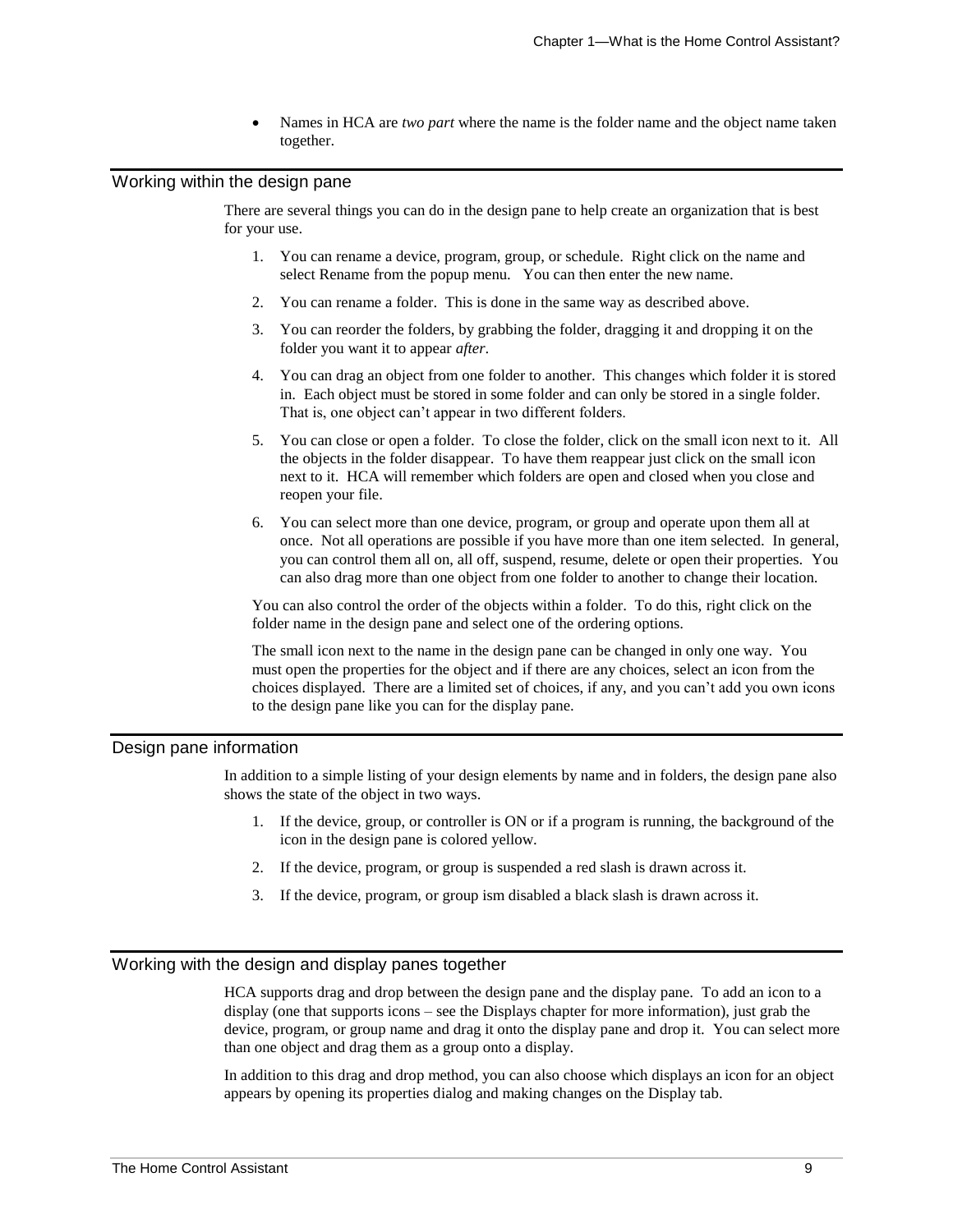- Names in HCA are *two part* where the name is the folder name and the object name taken together.

## Working within the design pane

There are several things you can do in the design pane to help create an organization that is best for your use.

1. You can rename a device, program, group, or schedule. Right click on the name and select Rename from the popup menu. You can then enter the new name.
2. You can rename a folder. This is done in the same way as described above.
3. You can reorder the folders, by grabbing the folder, dragging it and dropping it on the folder you want it to appear *after*.
4. You can drag an object from one folder to another. This changes which folder it is stored in. Each object must be stored in some folder and can only be stored in a single folder. That is, one object can't appear in two different folders.
5. You can close or open a folder. To close the folder, click on the small icon next to it. All the objects in the folder disappear. To have them reappear just click on the small icon next to it. HCA will remember which folders are open and closed when you close and reopen your file.
6. You can select more than one device, program, or group and operate upon them all at once. Not all operations are possible if you have more than one item selected. In general, you can control them all on, all off, suspend, resume, delete or open their properties. You can also drag more than one object from one folder to another to change their location.

You can also control the order of the objects within a folder. To do this, right click on the folder name in the design pane and select one of the ordering options.

The small icon next to the name in the design pane can be changed in only one way. You must open the properties for the object and if there are any choices, select an icon from the choices displayed. There are a limited set of choices, if any, and you can't add you own icons to the design pane like you can for the display pane.

## Design pane information

In addition to a simple listing of your design elements by name and in folders, the design pane also shows the state of the object in two ways.

1. If the device, group, or controller is ON or if a program is running, the background of the icon in the design pane is colored yellow.
2. If the device, program, or group is suspended a red slash is drawn across it.
3. If the device, program, or group ism disabled a black slash is drawn across it.

## Working with the design and display panes together

HCA supports drag and drop between the design pane and the display pane. To add an icon to a display (one that supports icons – see the Displays chapter for more information), just grab the device, program, or group name and drag it onto the display pane and drop it. You can select more than one object and drag them as a group onto a display.

In addition to this drag and drop method, you can also choose which displays an icon for an object appears by opening its properties dialog and making changes on the Display tab.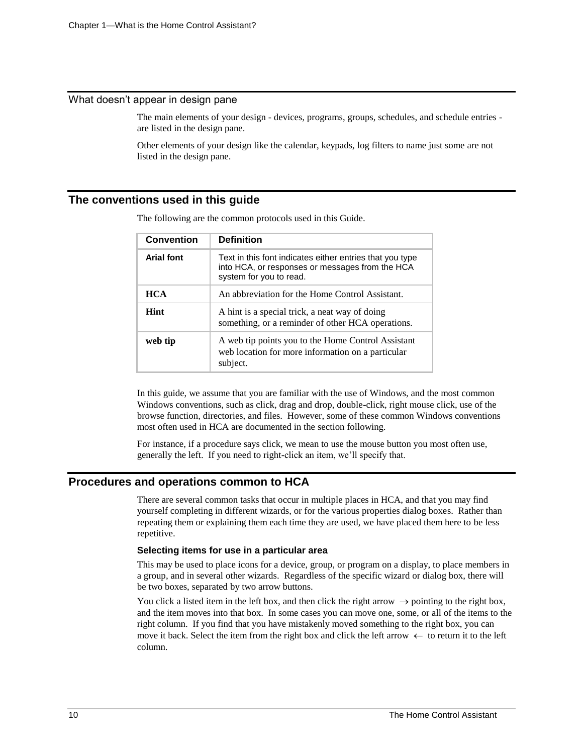### What doesn't appear in design pane

The main elements of your design - devices, programs, groups, schedules, and schedule entries - are listed in the design pane.

Other elements of your design like the calendar, keypads, log filters to name just some are not listed in the design pane.

## The conventions used in this guide

The following are the common protocols used in this Guide.

| Convention | Definition |
|---|---|
| **Arial font** | Text in this font indicates either entries that you type into HCA, or responses or messages from the HCA system for you to read. |
| **HCA** | An abbreviation for the Home Control Assistant. |
| **Hint** | A hint is a special trick, a neat way of doing something, or a reminder of other HCA operations. |
| **web tip** | A web tip points you to the Home Control Assistant web location for more information on a particular subject. |

In this guide, we assume that you are familiar with the use of Windows, and the most common Windows conventions, such as click, drag and drop, double-click, right mouse click, use of the browse function, directories, and files. However, some of these common Windows conventions most often used in HCA are documented in the section following.

For instance, if a procedure says click, we mean to use the mouse button you most often use, generally the left. If you need to right-click an item, we'll specify that.

## Procedures and operations common to HCA

There are several common tasks that occur in multiple places in HCA, and that you may find yourself completing in different wizards, or for the various properties dialog boxes. Rather than repeating them or explaining them each time they are used, we have placed them here to be less repetitive.

#### Selecting items for use in a particular area

This may be used to place icons for a device, group, or program on a display, to place members in a group, and in several other wizards. Regardless of the specific wizard or dialog box, there will be two boxes, separated by two arrow buttons.

You click a listed item in the left box, and then click the right arrow → pointing to the right box, and the item moves into that box. In some cases you can move one, some, or all of the items to the right column. If you find that you have mistakenly moved something to the right box, you can move it back. Select the item from the right box and click the left arrow ← to return it to the left column.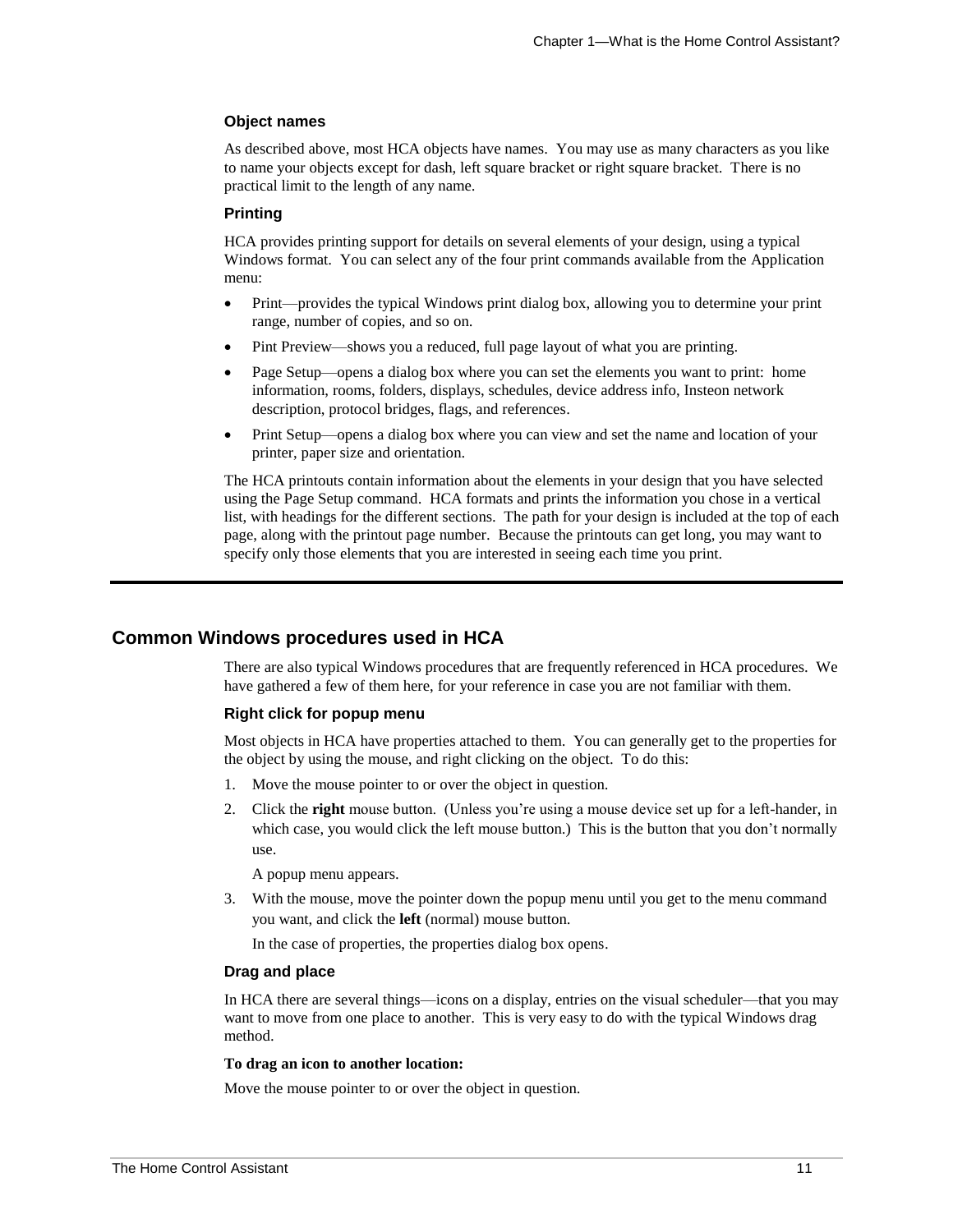### Object names

As described above, most HCA objects have names. You may use as many characters as you like to name your objects except for dash, left square bracket or right square bracket. There is no practical limit to the length of any name.

### Printing

HCA provides printing support for details on several elements of your design, using a typical Windows format. You can select any of the four print commands available from the Application menu:

- Print—provides the typical Windows print dialog box, allowing you to determine your print range, number of copies, and so on.
- Pint Preview—shows you a reduced, full page layout of what you are printing.
- Page Setup—opens a dialog box where you can set the elements you want to print: home information, rooms, folders, displays, schedules, device address info, Insteon network description, protocol bridges, flags, and references.
- Print Setup—opens a dialog box where you can view and set the name and location of your printer, paper size and orientation.

The HCA printouts contain information about the elements in your design that you have selected using the Page Setup command. HCA formats and prints the information you chose in a vertical list, with headings for the different sections. The path for your design is included at the top of each page, along with the printout page number. Because the printouts can get long, you may want to specify only those elements that you are interested in seeing each time you print.

## Common Windows procedures used in HCA

There are also typical Windows procedures that are frequently referenced in HCA procedures. We have gathered a few of them here, for your reference in case you are not familiar with them.

### Right click for popup menu

Most objects in HCA have properties attached to them. You can generally get to the properties for the object by using the mouse, and right clicking on the object. To do this:

1. Move the mouse pointer to or over the object in question.
2. Click the **right** mouse button. (Unless you're using a mouse device set up for a left-hander, in which case, you would click the left mouse button.) This is the button that you don't normally use.

   A popup menu appears.
3. With the mouse, move the pointer down the popup menu until you get to the menu command you want, and click the **left** (normal) mouse button.

   In the case of properties, the properties dialog box opens.

### Drag and place

In HCA there are several things—icons on a display, entries on the visual scheduler—that you may want to move from one place to another. This is very easy to do with the typical Windows drag method.

**To drag an icon to another location:**

Move the mouse pointer to or over the object in question.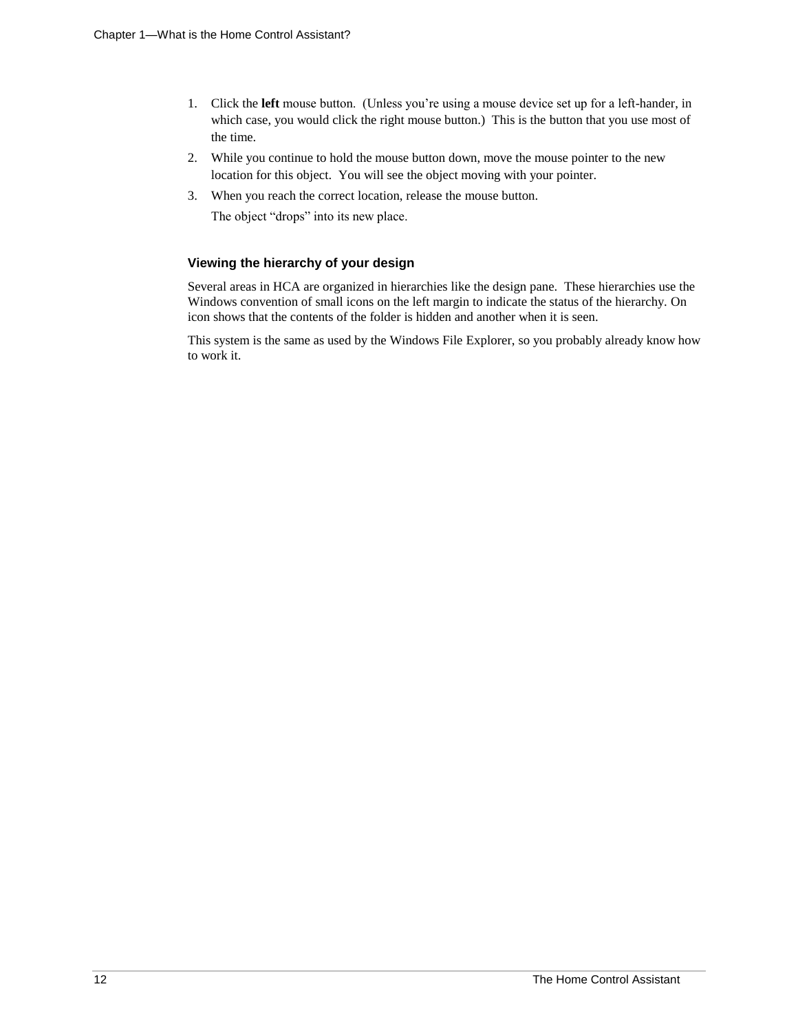1. Click the **left** mouse button.  (Unless you're using a mouse device set up for a left-hander, in which case, you would click the right mouse button.)  This is the button that you use most of the time.
2. While you continue to hold the mouse button down, move the mouse pointer to the new location for this object.  You will see the object moving with your pointer.
3. When you reach the correct location, release the mouse button.

   The object "drops" into its new place.

### Viewing the hierarchy of your design

Several areas in HCA are organized in hierarchies like the design pane.  These hierarchies use the Windows convention of small icons on the left margin to indicate the status of the hierarchy. On icon shows that the contents of the folder is hidden and another when it is seen.

This system is the same as used by the Windows File Explorer, so you probably already know how to work it.